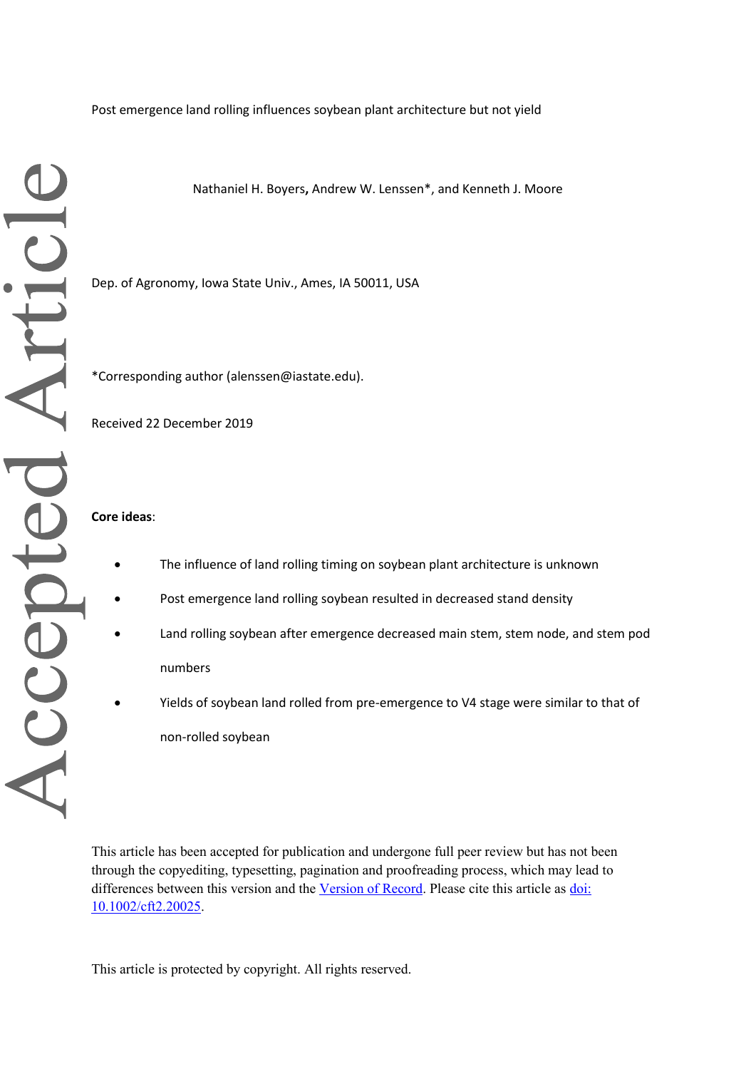Post emergence land rolling influences soybean plant architecture but not yield

Nathaniel H. Boyers, Andrew W. Lenssen*, and Kenneth J. Moore

Dep. of Agronomy, Iowa State Univ., Ames, IA 50011, USA

*Corresponding author (alenssen@iastate.edu).

Received 22 December 2019

**Core ideas**:

- The influence of land rolling timing on soybean plant architecture is unknown
- Post emergence land rolling soybean resulted in decreased stand density
- Land rolling soybean after emergence decreased main stem, stem node, and stem pod numbers
- Yields of soybean land rolled from pre-emergence to V4 stage were similar to that of non-rolled soybean

This article has been accepted for publication and undergone full peer review but has not been through the copyediting, typesetting, pagination and proofreading process, which may lead to differences between this version and the Version of Record. Please cite this article as doi: 10.1002/cft2.20025.

This article is protected by copyright. All rights reserved.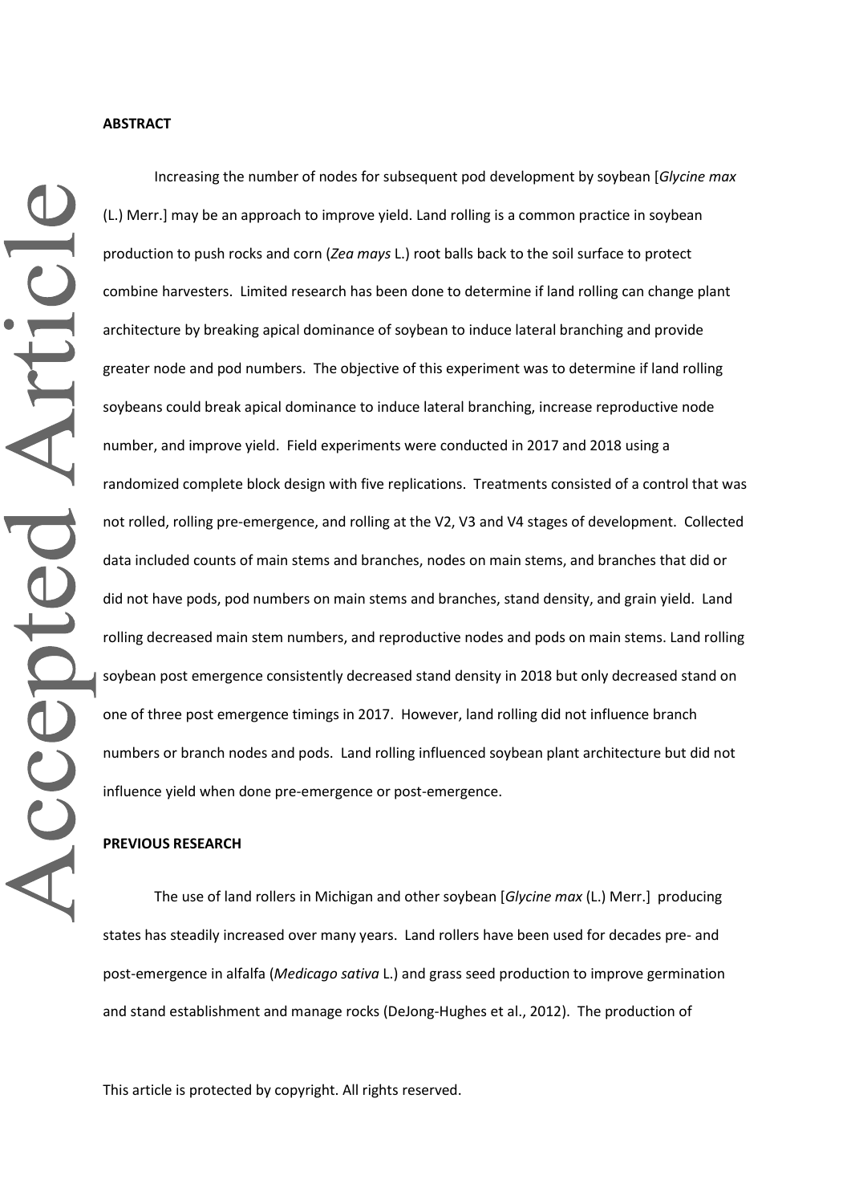**ABSTRACT**

Increasing the number of nodes for subsequent pod development by soybean [*Glycine max* (L.) Merr.] may be an approach to improve yield. Land rolling is a common practice in soybean production to push rocks and corn (*Zea mays* L.) root balls back to the soil surface to protect combine harvesters. Limited research has been done to determine if land rolling can change plant architecture by breaking apical dominance of soybean to induce lateral branching and provide greater node and pod numbers. The objective of this experiment was to determine if land rolling soybeans could break apical dominance to induce lateral branching, increase reproductive node number, and improve yield. Field experiments were conducted in 2017 and 2018 using a randomized complete block design with five replications. Treatments consisted of a control that was not rolled, rolling pre-emergence, and rolling at the V2, V3 and V4 stages of development. Collected data included counts of main stems and branches, nodes on main stems, and branches that did or did not have pods, pod numbers on main stems and branches, stand density, and grain yield. Land rolling decreased main stem numbers, and reproductive nodes and pods on main stems. Land rolling soybean post emergence consistently decreased stand density in 2018 but only decreased stand on one of three post emergence timings in 2017. However, land rolling did not influence branch numbers or branch nodes and pods. Land rolling influenced soybean plant architecture but did not influence yield when done pre-emergence or post-emergence.

**PREVIOUS RESEARCH**

The use of land rollers in Michigan and other soybean [*Glycine max* (L.) Merr.] producing states has steadily increased over many years. Land rollers have been used for decades pre- and post-emergence in alfalfa (*Medicago sativa* L.) and grass seed production to improve germination and stand establishment and manage rocks (DeJong-Hughes et al., 2012). The production of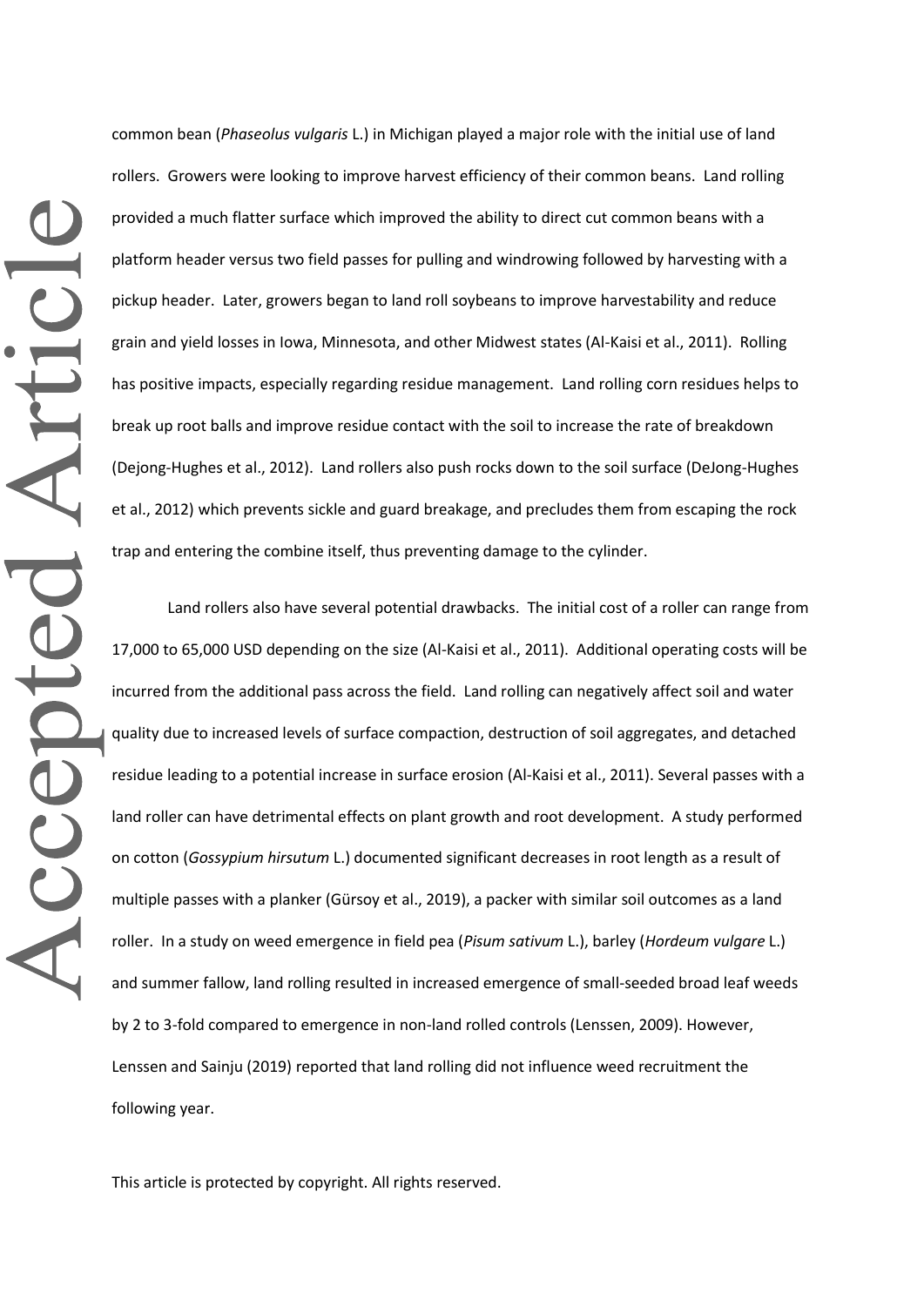common bean (*Phaseolus vulgaris* L.) in Michigan played a major role with the initial use of land rollers. Growers were looking to improve harvest efficiency of their common beans. Land rolling provided a much flatter surface which improved the ability to direct cut common beans with a platform header versus two field passes for pulling and windrowing followed by harvesting with a pickup header. Later, growers began to land roll soybeans to improve harvestability and reduce grain and yield losses in Iowa, Minnesota, and other Midwest states (Al-Kaisi et al., 2011). Rolling has positive impacts, especially regarding residue management. Land rolling corn residues helps to break up root balls and improve residue contact with the soil to increase the rate of breakdown (Dejong-Hughes et al., 2012). Land rollers also push rocks down to the soil surface (DeJong-Hughes et al., 2012) which prevents sickle and guard breakage, and precludes them from escaping the rock trap and entering the combine itself, thus preventing damage to the cylinder.

Land rollers also have several potential drawbacks. The initial cost of a roller can range from 17,000 to 65,000 USD depending on the size (Al-Kaisi et al., 2011). Additional operating costs will be incurred from the additional pass across the field. Land rolling can negatively affect soil and water quality due to increased levels of surface compaction, destruction of soil aggregates, and detached residue leading to a potential increase in surface erosion (Al-Kaisi et al., 2011). Several passes with a land roller can have detrimental effects on plant growth and root development. A study performed on cotton (*Gossypium hirsutum* L.) documented significant decreases in root length as a result of multiple passes with a planker (Gürsoy et al., 2019), a packer with similar soil outcomes as a land roller. In a study on weed emergence in field pea (*Pisum sativum* L.), barley (*Hordeum vulgare* L.) and summer fallow, land rolling resulted in increased emergence of small-seeded broad leaf weeds by 2 to 3-fold compared to emergence in non-land rolled controls (Lenssen, 2009). However, Lenssen and Sainju (2019) reported that land rolling did not influence weed recruitment the following year.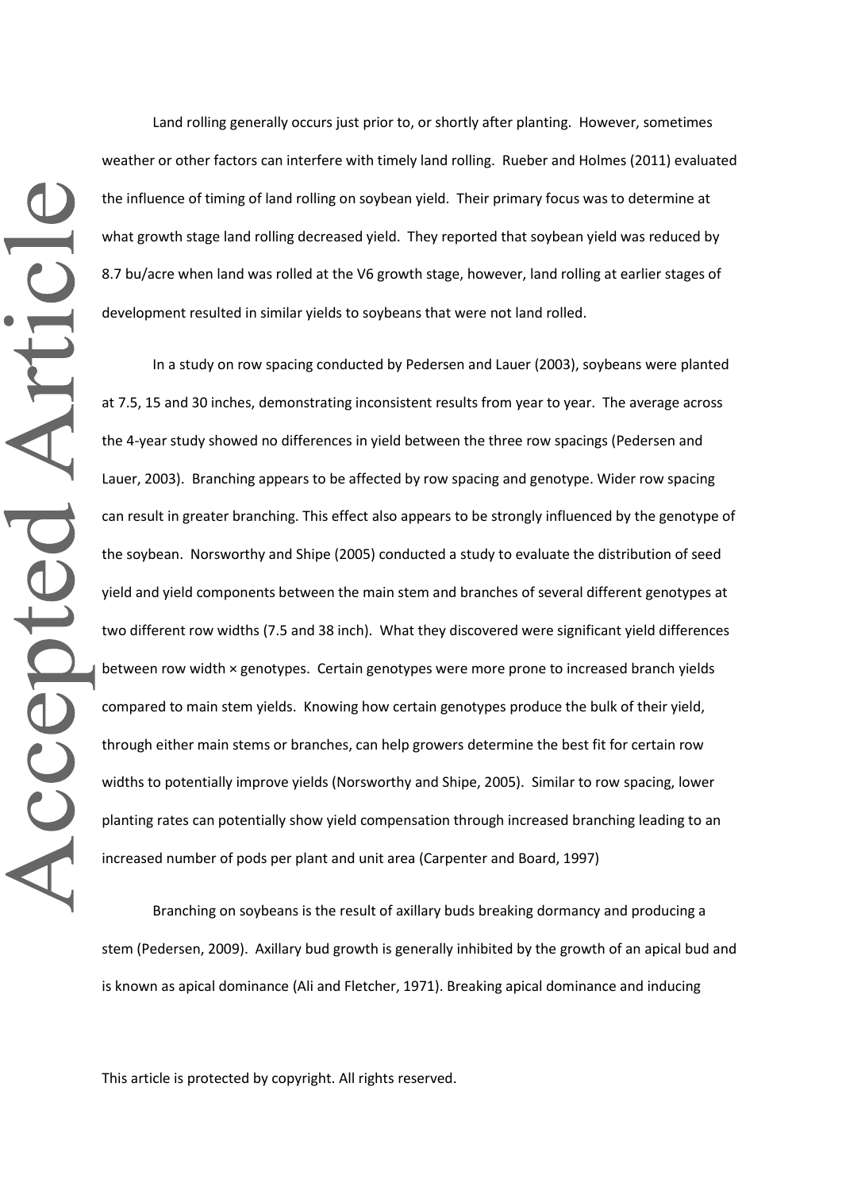Land rolling generally occurs just prior to, or shortly after planting. However, sometimes weather or other factors can interfere with timely land rolling. Rueber and Holmes (2011) evaluated the influence of timing of land rolling on soybean yield. Their primary focus was to determine at what growth stage land rolling decreased yield. They reported that soybean yield was reduced by 8.7 bu/acre when land was rolled at the V6 growth stage, however, land rolling at earlier stages of development resulted in similar yields to soybeans that were not land rolled.

In a study on row spacing conducted by Pedersen and Lauer (2003), soybeans were planted at 7.5, 15 and 30 inches, demonstrating inconsistent results from year to year. The average across the 4-year study showed no differences in yield between the three row spacings (Pedersen and Lauer, 2003). Branching appears to be affected by row spacing and genotype. Wider row spacing can result in greater branching. This effect also appears to be strongly influenced by the genotype of the soybean. Norsworthy and Shipe (2005) conducted a study to evaluate the distribution of seed yield and yield components between the main stem and branches of several different genotypes at two different row widths (7.5 and 38 inch). What they discovered were significant yield differences between row width × genotypes. Certain genotypes were more prone to increased branch yields compared to main stem yields. Knowing how certain genotypes produce the bulk of their yield, through either main stems or branches, can help growers determine the best fit for certain row widths to potentially improve yields (Norsworthy and Shipe, 2005). Similar to row spacing, lower planting rates can potentially show yield compensation through increased branching leading to an increased number of pods per plant and unit area (Carpenter and Board, 1997)

Branching on soybeans is the result of axillary buds breaking dormancy and producing a stem (Pedersen, 2009). Axillary bud growth is generally inhibited by the growth of an apical bud and is known as apical dominance (Ali and Fletcher, 1971). Breaking apical dominance and inducing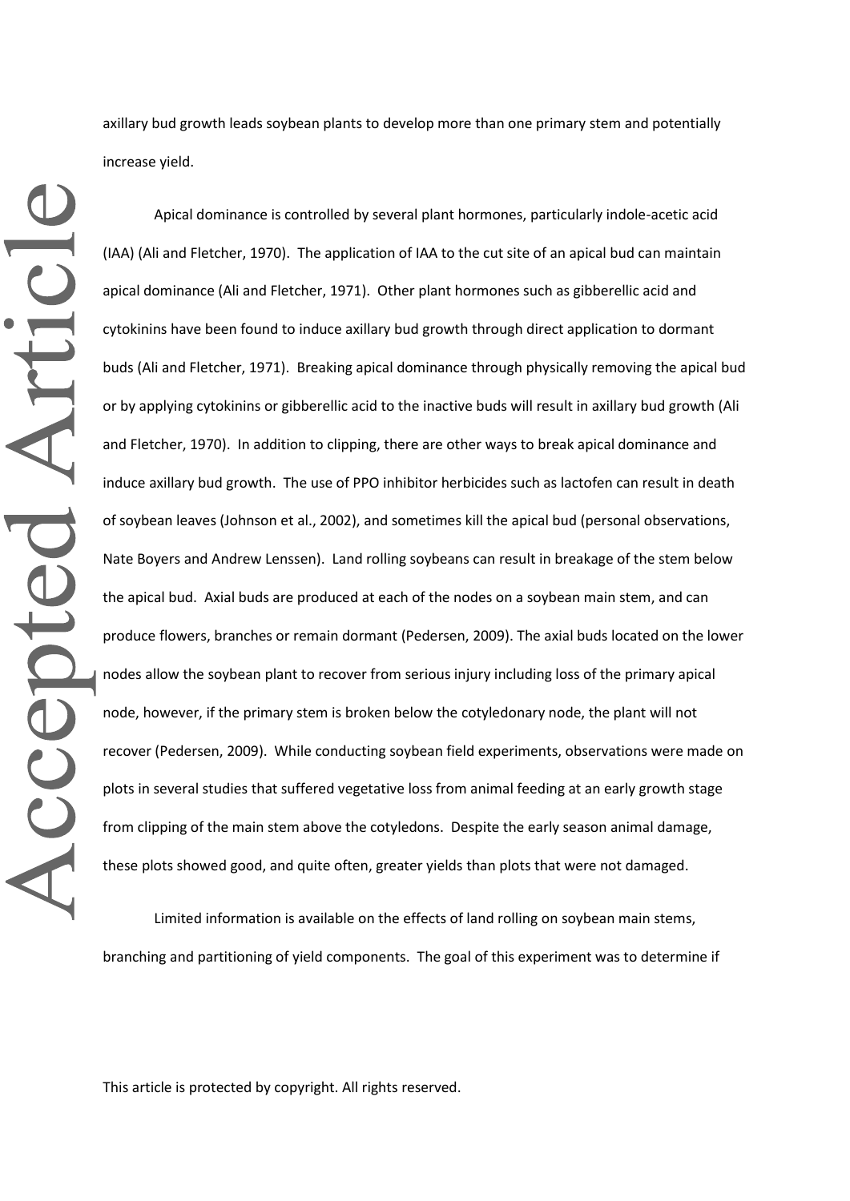axillary bud growth leads soybean plants to develop more than one primary stem and potentially increase yield.

Apical dominance is controlled by several plant hormones, particularly indole-acetic acid (IAA) (Ali and Fletcher, 1970). The application of IAA to the cut site of an apical bud can maintain apical dominance (Ali and Fletcher, 1971). Other plant hormones such as gibberellic acid and cytokinins have been found to induce axillary bud growth through direct application to dormant buds (Ali and Fletcher, 1971). Breaking apical dominance through physically removing the apical bud or by applying cytokinins or gibberellic acid to the inactive buds will result in axillary bud growth (Ali and Fletcher, 1970). In addition to clipping, there are other ways to break apical dominance and induce axillary bud growth. The use of PPO inhibitor herbicides such as lactofen can result in death of soybean leaves (Johnson et al., 2002), and sometimes kill the apical bud (personal observations, Nate Boyers and Andrew Lenssen). Land rolling soybeans can result in breakage of the stem below the apical bud. Axial buds are produced at each of the nodes on a soybean main stem, and can produce flowers, branches or remain dormant (Pedersen, 2009). The axial buds located on the lower nodes allow the soybean plant to recover from serious injury including loss of the primary apical node, however, if the primary stem is broken below the cotyledonary node, the plant will not recover (Pedersen, 2009). While conducting soybean field experiments, observations were made on plots in several studies that suffered vegetative loss from animal feeding at an early growth stage from clipping of the main stem above the cotyledons. Despite the early season animal damage, these plots showed good, and quite often, greater yields than plots that were not damaged.

Limited information is available on the effects of land rolling on soybean main stems, branching and partitioning of yield components. The goal of this experiment was to determine if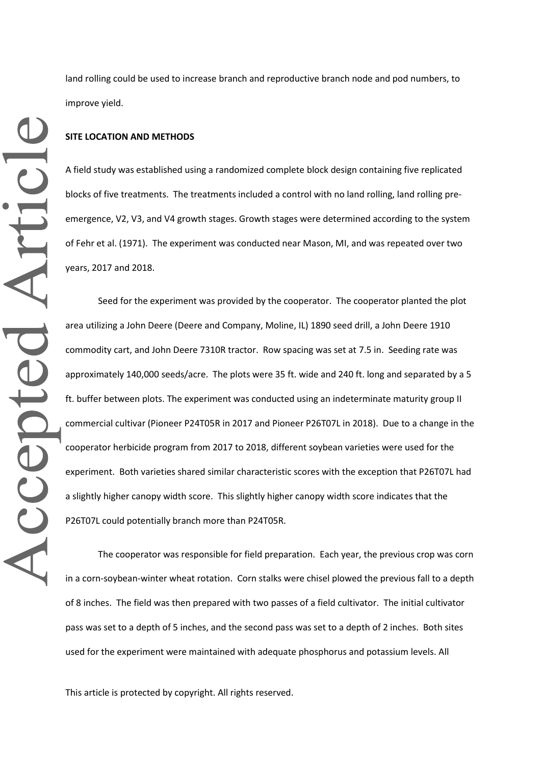land rolling could be used to increase branch and reproductive branch node and pod numbers, to improve yield.

## SITE LOCATION AND METHODS

A field study was established using a randomized complete block design containing five replicated blocks of five treatments. The treatments included a control with no land rolling, land rolling pre-emergence, V2, V3, and V4 growth stages. Growth stages were determined according to the system of Fehr et al. (1971). The experiment was conducted near Mason, MI, and was repeated over two years, 2017 and 2018.

Seed for the experiment was provided by the cooperator. The cooperator planted the plot area utilizing a John Deere (Deere and Company, Moline, IL) 1890 seed drill, a John Deere 1910 commodity cart, and John Deere 7310R tractor. Row spacing was set at 7.5 in. Seeding rate was approximately 140,000 seeds/acre. The plots were 35 ft. wide and 240 ft. long and separated by a 5 ft. buffer between plots. The experiment was conducted using an indeterminate maturity group II commercial cultivar (Pioneer P24T05R in 2017 and Pioneer P26T07L in 2018). Due to a change in the cooperator herbicide program from 2017 to 2018, different soybean varieties were used for the experiment. Both varieties shared similar characteristic scores with the exception that P26T07L had a slightly higher canopy width score. This slightly higher canopy width score indicates that the P26T07L could potentially branch more than P24T05R.

The cooperator was responsible for field preparation. Each year, the previous crop was corn in a corn-soybean-winter wheat rotation. Corn stalks were chisel plowed the previous fall to a depth of 8 inches. The field was then prepared with two passes of a field cultivator. The initial cultivator pass was set to a depth of 5 inches, and the second pass was set to a depth of 2 inches. Both sites used for the experiment were maintained with adequate phosphorus and potassium levels. All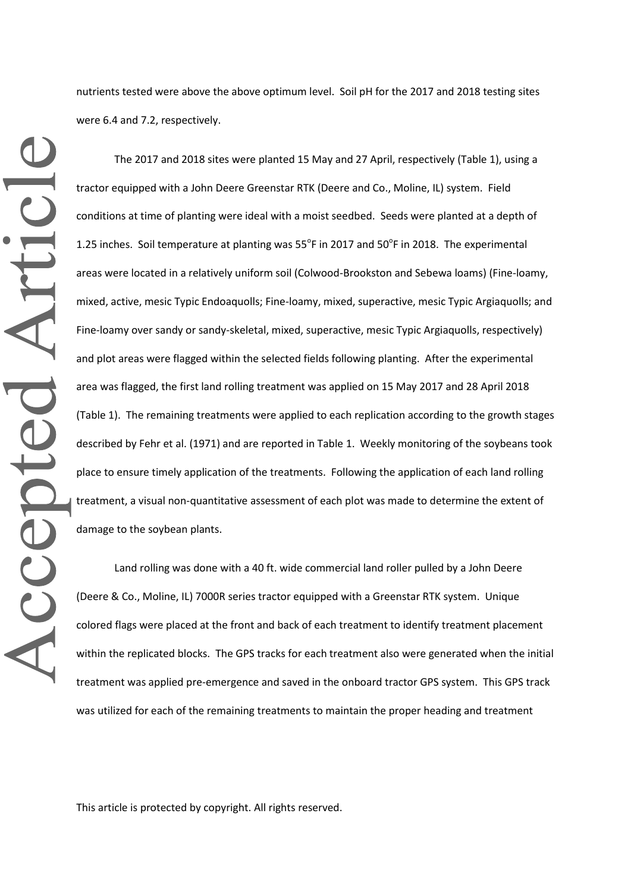nutrients tested were above the above optimum level. Soil pH for the 2017 and 2018 testing sites were 6.4 and 7.2, respectively.

The 2017 and 2018 sites were planted 15 May and 27 April, respectively (Table 1), using a tractor equipped with a John Deere Greenstar RTK (Deere and Co., Moline, IL) system. Field conditions at time of planting were ideal with a moist seedbed. Seeds were planted at a depth of 1.25 inches. Soil temperature at planting was 55°F in 2017 and 50°F in 2018. The experimental areas were located in a relatively uniform soil (Colwood-Brookston and Sebewa loams) (Fine-loamy, mixed, active, mesic Typic Endoaquolls; Fine-loamy, mixed, superactive, mesic Typic Argiaquolls; and Fine-loamy over sandy or sandy-skeletal, mixed, superactive, mesic Typic Argiaquolls, respectively) and plot areas were flagged within the selected fields following planting. After the experimental area was flagged, the first land rolling treatment was applied on 15 May 2017 and 28 April 2018 (Table 1). The remaining treatments were applied to each replication according to the growth stages described by Fehr et al. (1971) and are reported in Table 1. Weekly monitoring of the soybeans took place to ensure timely application of the treatments. Following the application of each land rolling treatment, a visual non-quantitative assessment of each plot was made to determine the extent of damage to the soybean plants.

Land rolling was done with a 40 ft. wide commercial land roller pulled by a John Deere (Deere & Co., Moline, IL) 7000R series tractor equipped with a Greenstar RTK system. Unique colored flags were placed at the front and back of each treatment to identify treatment placement within the replicated blocks. The GPS tracks for each treatment also were generated when the initial treatment was applied pre-emergence and saved in the onboard tractor GPS system. This GPS track was utilized for each of the remaining treatments to maintain the proper heading and treatment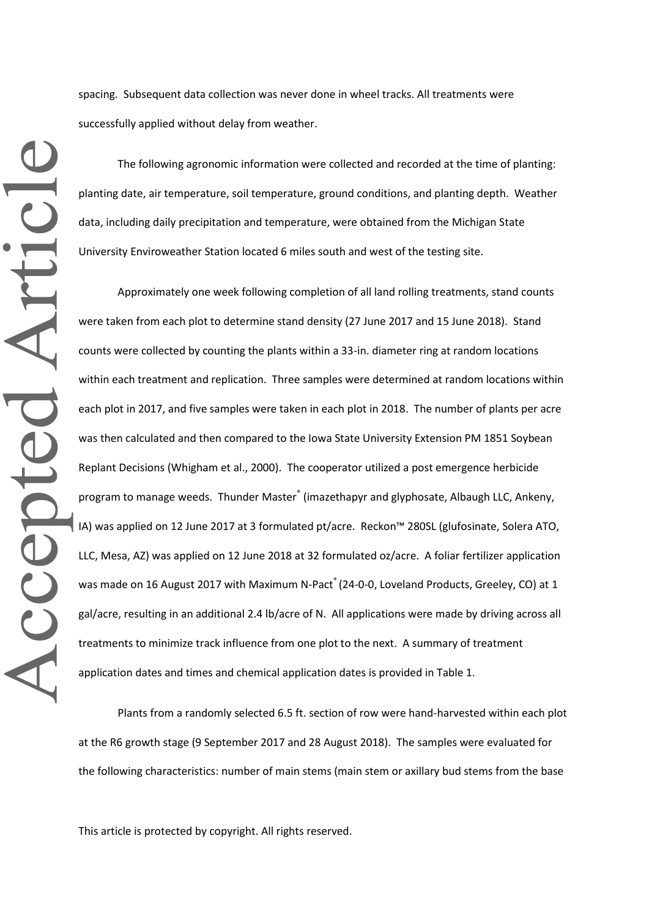spacing. Subsequent data collection was never done in wheel tracks. All treatments were successfully applied without delay from weather.

The following agronomic information were collected and recorded at the time of planting: planting date, air temperature, soil temperature, ground conditions, and planting depth. Weather data, including daily precipitation and temperature, were obtained from the Michigan State University Enviroweather Station located 6 miles south and west of the testing site.

Approximately one week following completion of all land rolling treatments, stand counts were taken from each plot to determine stand density (27 June 2017 and 15 June 2018). Stand counts were collected by counting the plants within a 33-in. diameter ring at random locations within each treatment and replication. Three samples were determined at random locations within each plot in 2017, and five samples were taken in each plot in 2018. The number of plants per acre was then calculated and then compared to the Iowa State University Extension PM 1851 Soybean Replant Decisions (Whigham et al., 2000). The cooperator utilized a post emergence herbicide program to manage weeds. Thunder Master® (imazethapyr and glyphosate, Albaugh LLC, Ankeny, IA) was applied on 12 June 2017 at 3 formulated pt/acre. Reckon™ 280SL (glufosinate, Solera ATO, LLC, Mesa, AZ) was applied on 12 June 2018 at 32 formulated oz/acre. A foliar fertilizer application was made on 16 August 2017 with Maximum N-Pact® (24-0-0, Loveland Products, Greeley, CO) at 1 gal/acre, resulting in an additional 2.4 lb/acre of N. All applications were made by driving across all treatments to minimize track influence from one plot to the next. A summary of treatment application dates and times and chemical application dates is provided in Table 1.

Plants from a randomly selected 6.5 ft. section of row were hand-harvested within each plot at the R6 growth stage (9 September 2017 and 28 August 2018). The samples were evaluated for the following characteristics: number of main stems (main stem or axillary bud stems from the base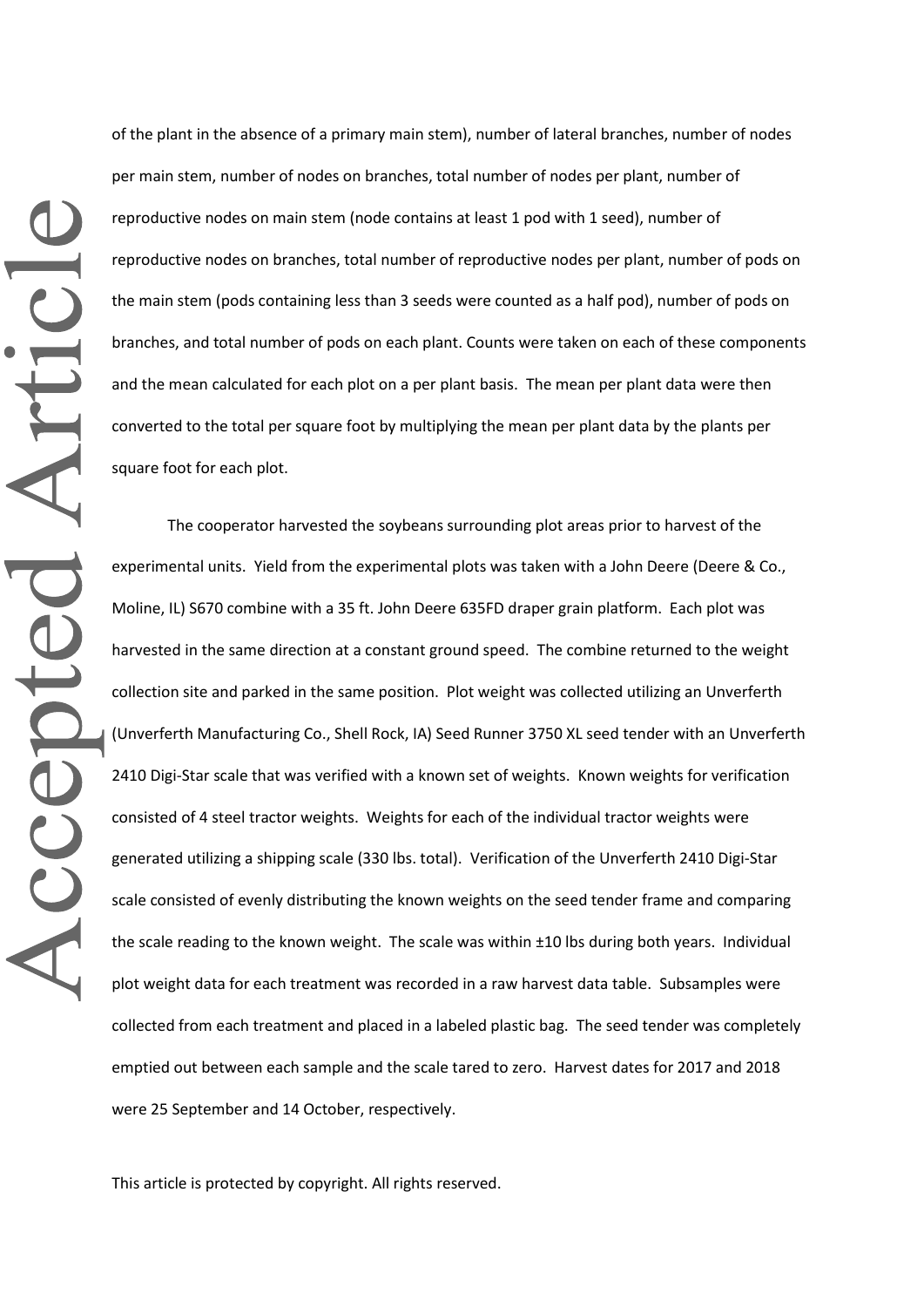of the plant in the absence of a primary main stem), number of lateral branches, number of nodes per main stem, number of nodes on branches, total number of nodes per plant, number of reproductive nodes on main stem (node contains at least 1 pod with 1 seed), number of reproductive nodes on branches, total number of reproductive nodes per plant, number of pods on the main stem (pods containing less than 3 seeds were counted as a half pod), number of pods on branches, and total number of pods on each plant. Counts were taken on each of these components and the mean calculated for each plot on a per plant basis. The mean per plant data were then converted to the total per square foot by multiplying the mean per plant data by the plants per square foot for each plot.

The cooperator harvested the soybeans surrounding plot areas prior to harvest of the experimental units. Yield from the experimental plots was taken with a John Deere (Deere & Co., Moline, IL) S670 combine with a 35 ft. John Deere 635FD draper grain platform. Each plot was harvested in the same direction at a constant ground speed. The combine returned to the weight collection site and parked in the same position. Plot weight was collected utilizing an Unverferth (Unverferth Manufacturing Co., Shell Rock, IA) Seed Runner 3750 XL seed tender with an Unverferth 2410 Digi-Star scale that was verified with a known set of weights. Known weights for verification consisted of 4 steel tractor weights. Weights for each of the individual tractor weights were generated utilizing a shipping scale (330 lbs. total). Verification of the Unverferth 2410 Digi-Star scale consisted of evenly distributing the known weights on the seed tender frame and comparing the scale reading to the known weight. The scale was within ±10 lbs during both years. Individual plot weight data for each treatment was recorded in a raw harvest data table. Subsamples were collected from each treatment and placed in a labeled plastic bag. The seed tender was completely emptied out between each sample and the scale tared to zero. Harvest dates for 2017 and 2018 were 25 September and 14 October, respectively.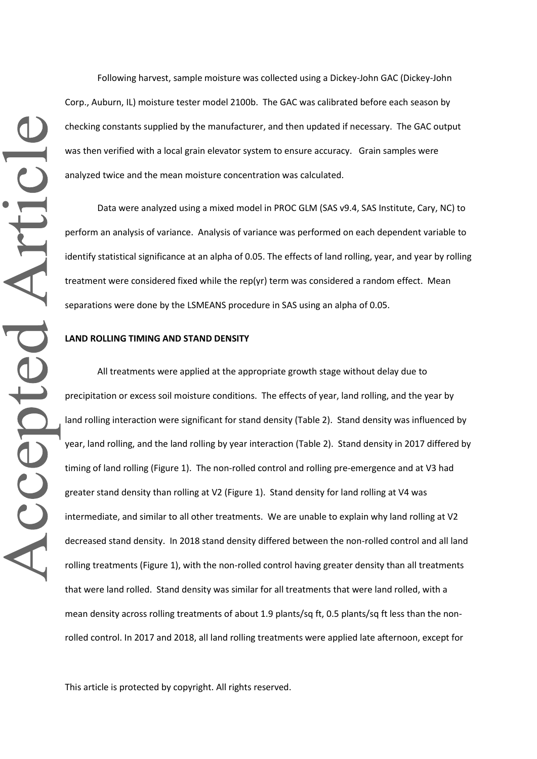Following harvest, sample moisture was collected using a Dickey-John GAC (Dickey-John Corp., Auburn, IL) moisture tester model 2100b. The GAC was calibrated before each season by checking constants supplied by the manufacturer, and then updated if necessary. The GAC output was then verified with a local grain elevator system to ensure accuracy. Grain samples were analyzed twice and the mean moisture concentration was calculated.

Data were analyzed using a mixed model in PROC GLM (SAS v9.4, SAS Institute, Cary, NC) to perform an analysis of variance. Analysis of variance was performed on each dependent variable to identify statistical significance at an alpha of 0.05. The effects of land rolling, year, and year by rolling treatment were considered fixed while the rep(yr) term was considered a random effect. Mean separations were done by the LSMEANS procedure in SAS using an alpha of 0.05.

**LAND ROLLING TIMING AND STAND DENSITY**

All treatments were applied at the appropriate growth stage without delay due to precipitation or excess soil moisture conditions. The effects of year, land rolling, and the year by land rolling interaction were significant for stand density (Table 2). Stand density was influenced by year, land rolling, and the land rolling by year interaction (Table 2). Stand density in 2017 differed by timing of land rolling (Figure 1). The non-rolled control and rolling pre-emergence and at V3 had greater stand density than rolling at V2 (Figure 1). Stand density for land rolling at V4 was intermediate, and similar to all other treatments. We are unable to explain why land rolling at V2 decreased stand density. In 2018 stand density differed between the non-rolled control and all land rolling treatments (Figure 1), with the non-rolled control having greater density than all treatments that were land rolled. Stand density was similar for all treatments that were land rolled, with a mean density across rolling treatments of about 1.9 plants/sq ft, 0.5 plants/sq ft less than the non-rolled control. In 2017 and 2018, all land rolling treatments were applied late afternoon, except for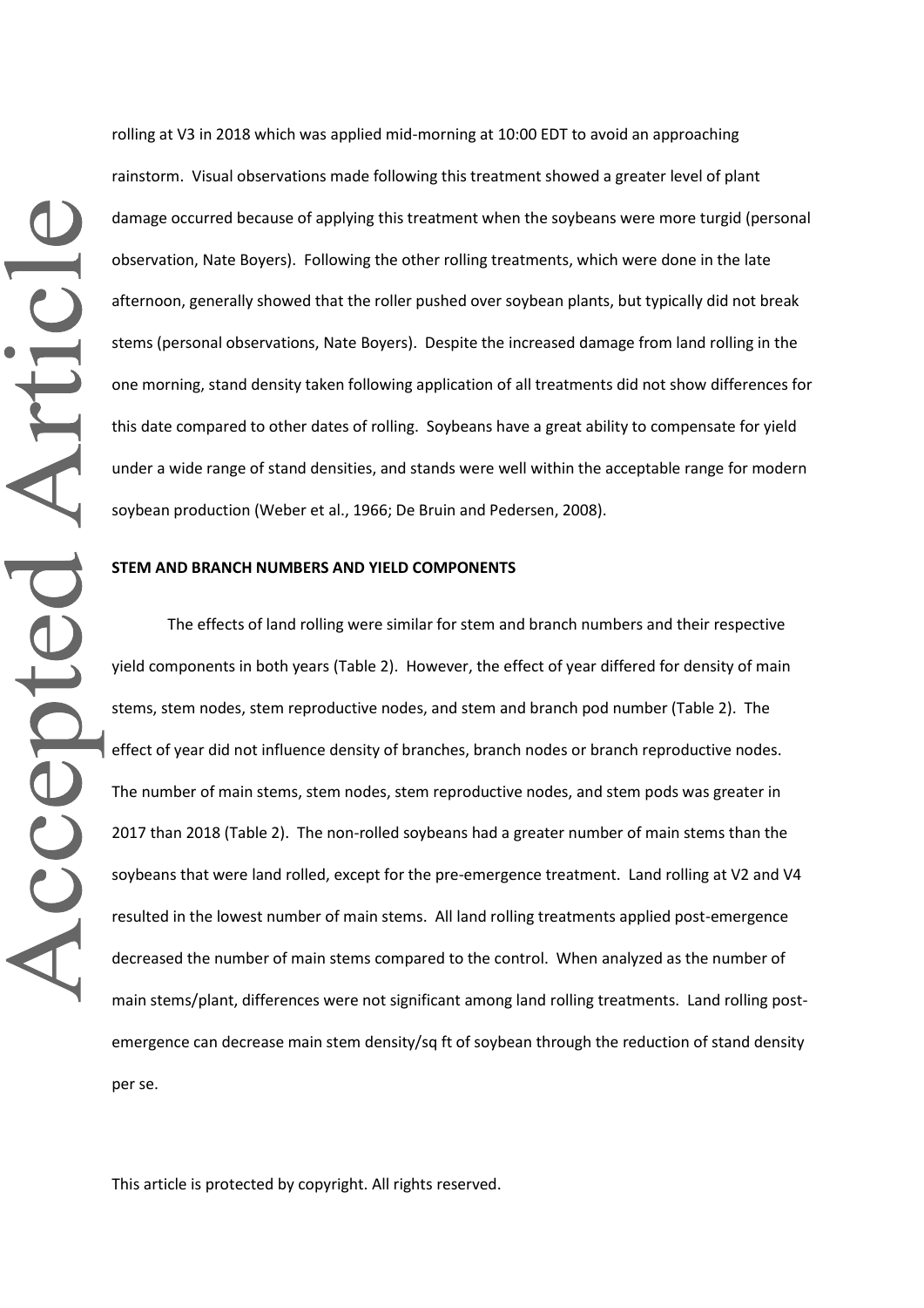rolling at V3 in 2018 which was applied mid-morning at 10:00 EDT to avoid an approaching rainstorm. Visual observations made following this treatment showed a greater level of plant damage occurred because of applying this treatment when the soybeans were more turgid (personal observation, Nate Boyers). Following the other rolling treatments, which were done in the late afternoon, generally showed that the roller pushed over soybean plants, but typically did not break stems (personal observations, Nate Boyers). Despite the increased damage from land rolling in the one morning, stand density taken following application of all treatments did not show differences for this date compared to other dates of rolling. Soybeans have a great ability to compensate for yield under a wide range of stand densities, and stands were well within the acceptable range for modern soybean production (Weber et al., 1966; De Bruin and Pedersen, 2008).

**STEM AND BRANCH NUMBERS AND YIELD COMPONENTS**

The effects of land rolling were similar for stem and branch numbers and their respective yield components in both years (Table 2). However, the effect of year differed for density of main stems, stem nodes, stem reproductive nodes, and stem and branch pod number (Table 2). The effect of year did not influence density of branches, branch nodes or branch reproductive nodes. The number of main stems, stem nodes, stem reproductive nodes, and stem pods was greater in 2017 than 2018 (Table 2). The non-rolled soybeans had a greater number of main stems than the soybeans that were land rolled, except for the pre-emergence treatment. Land rolling at V2 and V4 resulted in the lowest number of main stems. All land rolling treatments applied post-emergence decreased the number of main stems compared to the control. When analyzed as the number of main stems/plant, differences were not significant among land rolling treatments. Land rolling post-emergence can decrease main stem density/sq ft of soybean through the reduction of stand density per se.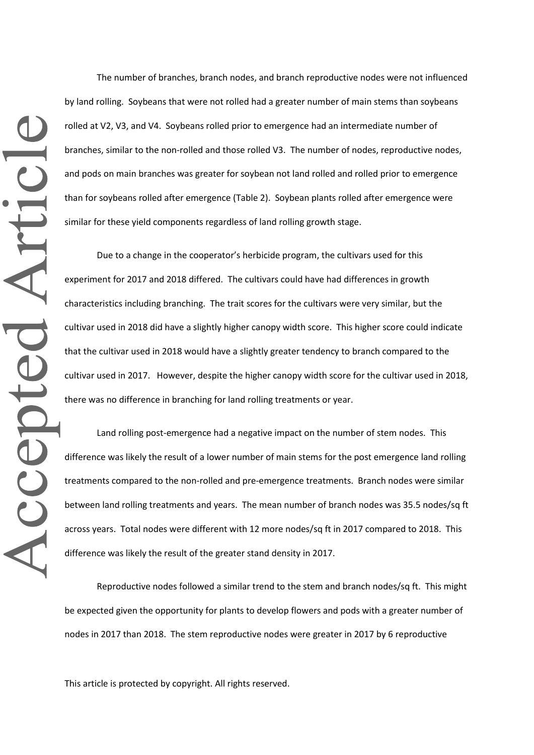The number of branches, branch nodes, and branch reproductive nodes were not influenced by land rolling. Soybeans that were not rolled had a greater number of main stems than soybeans rolled at V2, V3, and V4. Soybeans rolled prior to emergence had an intermediate number of branches, similar to the non-rolled and those rolled V3. The number of nodes, reproductive nodes, and pods on main branches was greater for soybean not land rolled and rolled prior to emergence than for soybeans rolled after emergence (Table 2). Soybean plants rolled after emergence were similar for these yield components regardless of land rolling growth stage.

Due to a change in the cooperator's herbicide program, the cultivars used for this experiment for 2017 and 2018 differed. The cultivars could have had differences in growth characteristics including branching. The trait scores for the cultivars were very similar, but the cultivar used in 2018 did have a slightly higher canopy width score. This higher score could indicate that the cultivar used in 2018 would have a slightly greater tendency to branch compared to the cultivar used in 2017. However, despite the higher canopy width score for the cultivar used in 2018, there was no difference in branching for land rolling treatments or year.

Land rolling post-emergence had a negative impact on the number of stem nodes. This difference was likely the result of a lower number of main stems for the post emergence land rolling treatments compared to the non-rolled and pre-emergence treatments. Branch nodes were similar between land rolling treatments and years. The mean number of branch nodes was 35.5 nodes/sq ft across years. Total nodes were different with 12 more nodes/sq ft in 2017 compared to 2018. This difference was likely the result of the greater stand density in 2017.

Reproductive nodes followed a similar trend to the stem and branch nodes/sq ft. This might be expected given the opportunity for plants to develop flowers and pods with a greater number of nodes in 2017 than 2018. The stem reproductive nodes were greater in 2017 by 6 reproductive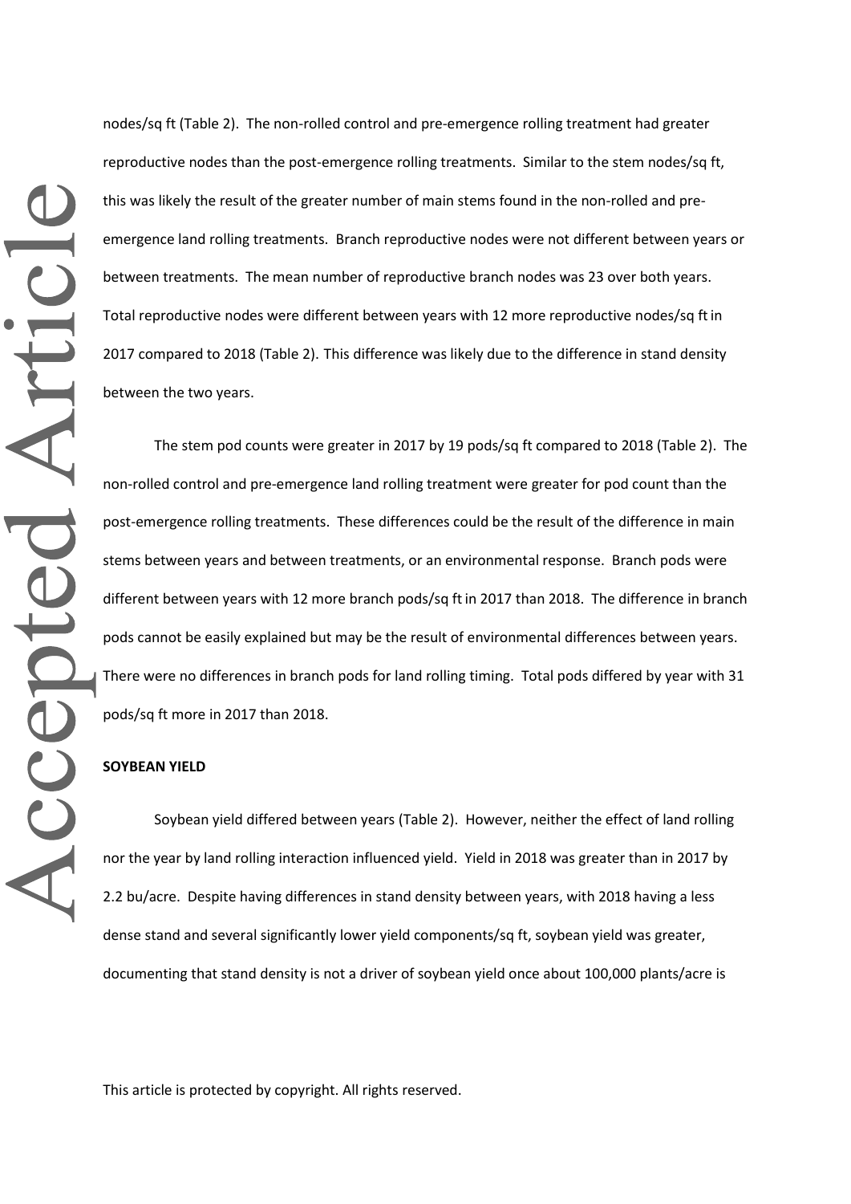nodes/sq ft (Table 2). The non-rolled control and pre-emergence rolling treatment had greater reproductive nodes than the post-emergence rolling treatments. Similar to the stem nodes/sq ft, this was likely the result of the greater number of main stems found in the non-rolled and pre-emergence land rolling treatments. Branch reproductive nodes were not different between years or between treatments. The mean number of reproductive branch nodes was 23 over both years. Total reproductive nodes were different between years with 12 more reproductive nodes/sq ft in 2017 compared to 2018 (Table 2). This difference was likely due to the difference in stand density between the two years.

The stem pod counts were greater in 2017 by 19 pods/sq ft compared to 2018 (Table 2). The non-rolled control and pre-emergence land rolling treatment were greater for pod count than the post-emergence rolling treatments. These differences could be the result of the difference in main stems between years and between treatments, or an environmental response. Branch pods were different between years with 12 more branch pods/sq ft in 2017 than 2018. The difference in branch pods cannot be easily explained but may be the result of environmental differences between years. There were no differences in branch pods for land rolling timing. Total pods differed by year with 31 pods/sq ft more in 2017 than 2018.

**SOYBEAN YIELD**

Soybean yield differed between years (Table 2). However, neither the effect of land rolling nor the year by land rolling interaction influenced yield. Yield in 2018 was greater than in 2017 by 2.2 bu/acre. Despite having differences in stand density between years, with 2018 having a less dense stand and several significantly lower yield components/sq ft, soybean yield was greater, documenting that stand density is not a driver of soybean yield once about 100,000 plants/acre is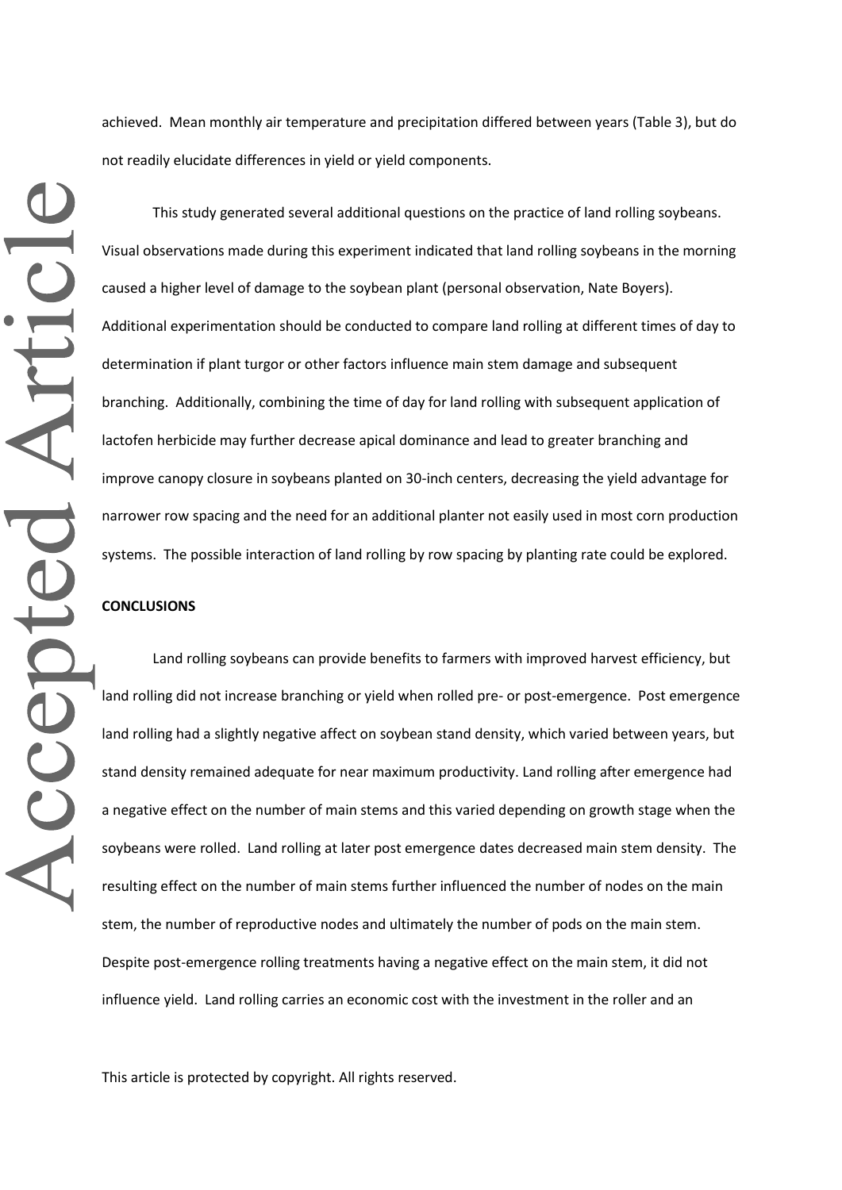achieved. Mean monthly air temperature and precipitation differed between years (Table 3), but do not readily elucidate differences in yield or yield components.

This study generated several additional questions on the practice of land rolling soybeans. Visual observations made during this experiment indicated that land rolling soybeans in the morning caused a higher level of damage to the soybean plant (personal observation, Nate Boyers). Additional experimentation should be conducted to compare land rolling at different times of day to determination if plant turgor or other factors influence main stem damage and subsequent branching. Additionally, combining the time of day for land rolling with subsequent application of lactofen herbicide may further decrease apical dominance and lead to greater branching and improve canopy closure in soybeans planted on 30-inch centers, decreasing the yield advantage for narrower row spacing and the need for an additional planter not easily used in most corn production systems. The possible interaction of land rolling by row spacing by planting rate could be explored.

**CONCLUSIONS**

Land rolling soybeans can provide benefits to farmers with improved harvest efficiency, but land rolling did not increase branching or yield when rolled pre- or post-emergence. Post emergence land rolling had a slightly negative affect on soybean stand density, which varied between years, but stand density remained adequate for near maximum productivity. Land rolling after emergence had a negative effect on the number of main stems and this varied depending on growth stage when the soybeans were rolled. Land rolling at later post emergence dates decreased main stem density. The resulting effect on the number of main stems further influenced the number of nodes on the main stem, the number of reproductive nodes and ultimately the number of pods on the main stem. Despite post-emergence rolling treatments having a negative effect on the main stem, it did not influence yield. Land rolling carries an economic cost with the investment in the roller and an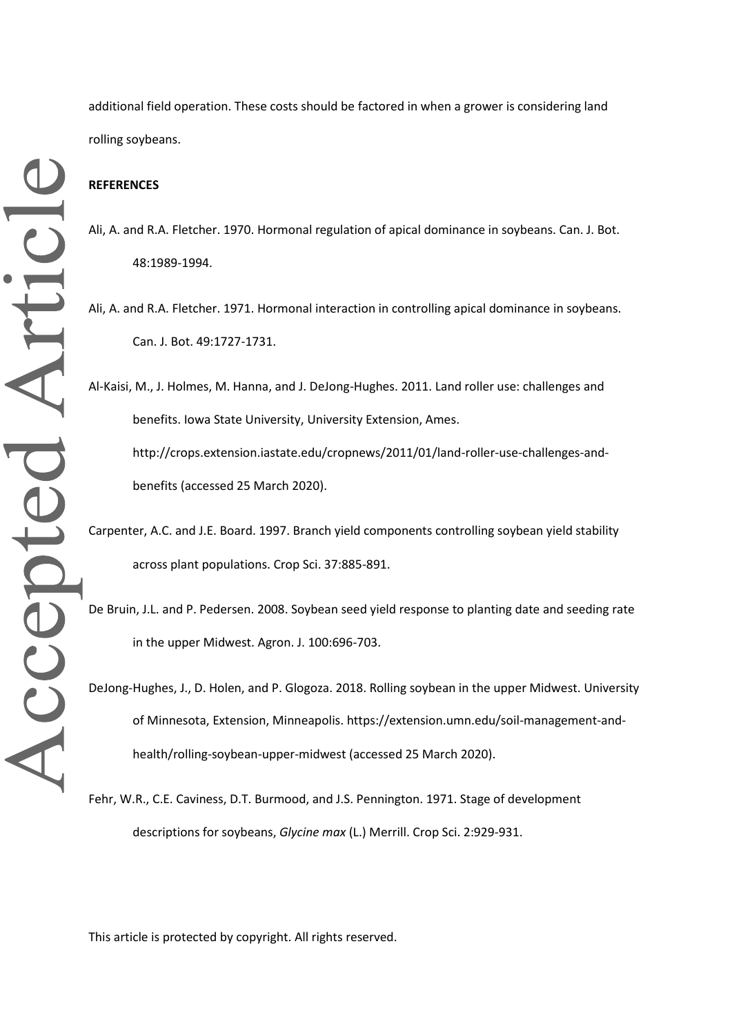additional field operation. These costs should be factored in when a grower is considering land rolling soybeans.

**REFERENCES**

Ali, A. and R.A. Fletcher. 1970. Hormonal regulation of apical dominance in soybeans. Can. J. Bot. 48:1989-1994.

Ali, A. and R.A. Fletcher. 1971. Hormonal interaction in controlling apical dominance in soybeans. Can. J. Bot. 49:1727-1731.

Al-Kaisi, M., J. Holmes, M. Hanna, and J. DeJong-Hughes. 2011. Land roller use: challenges and benefits. Iowa State University, University Extension, Ames. http://crops.extension.iastate.edu/cropnews/2011/01/land-roller-use-challenges-and-benefits (accessed 25 March 2020).

Carpenter, A.C. and J.E. Board. 1997. Branch yield components controlling soybean yield stability across plant populations. Crop Sci. 37:885-891.

De Bruin, J.L. and P. Pedersen. 2008. Soybean seed yield response to planting date and seeding rate in the upper Midwest. Agron. J. 100:696-703.

DeJong-Hughes, J., D. Holen, and P. Glogoza. 2018. Rolling soybean in the upper Midwest. University of Minnesota, Extension, Minneapolis. https://extension.umn.edu/soil-management-and-health/rolling-soybean-upper-midwest (accessed 25 March 2020).

Fehr, W.R., C.E. Caviness, D.T. Burmood, and J.S. Pennington. 1971. Stage of development descriptions for soybeans, *Glycine max* (L.) Merrill. Crop Sci. 2:929-931.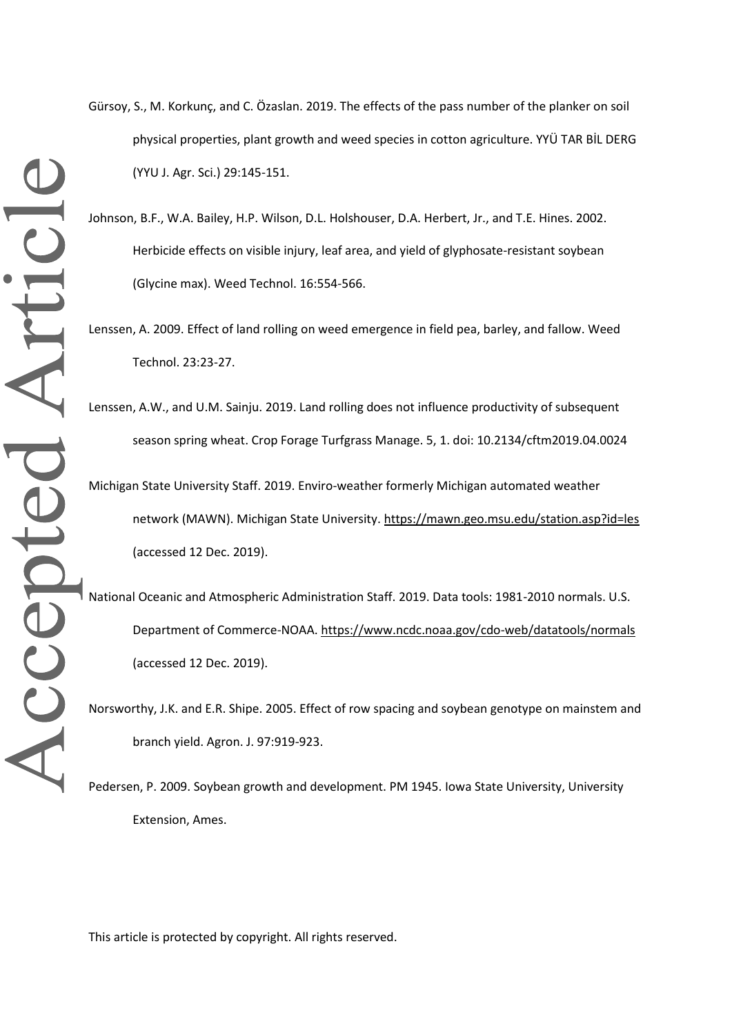Gürsoy, S., M. Korkunç, and C. Özaslan. 2019. The effects of the pass number of the planker on soil physical properties, plant growth and weed species in cotton agriculture. YYÜ TAR BİL DERG (YYU J. Agr. Sci.) 29:145-151.

Johnson, B.F., W.A. Bailey, H.P. Wilson, D.L. Holshouser, D.A. Herbert, Jr., and T.E. Hines. 2002. Herbicide effects on visible injury, leaf area, and yield of glyphosate-resistant soybean (Glycine max). Weed Technol. 16:554-566.

Lenssen, A. 2009. Effect of land rolling on weed emergence in field pea, barley, and fallow. Weed Technol. 23:23-27.

Lenssen, A.W., and U.M. Sainju. 2019. Land rolling does not influence productivity of subsequent season spring wheat. Crop Forage Turfgrass Manage. 5, 1. doi: 10.2134/cftm2019.04.0024

Michigan State University Staff. 2019. Enviro-weather formerly Michigan automated weather network (MAWN). Michigan State University. https://mawn.geo.msu.edu/station.asp?id=les (accessed 12 Dec. 2019).

National Oceanic and Atmospheric Administration Staff. 2019. Data tools: 1981-2010 normals. U.S. Department of Commerce-NOAA. https://www.ncdc.noaa.gov/cdo-web/datatools/normals (accessed 12 Dec. 2019).

Norsworthy, J.K. and E.R. Shipe. 2005. Effect of row spacing and soybean genotype on mainstem and branch yield. Agron. J. 97:919-923.

Pedersen, P. 2009. Soybean growth and development. PM 1945. Iowa State University, University Extension, Ames.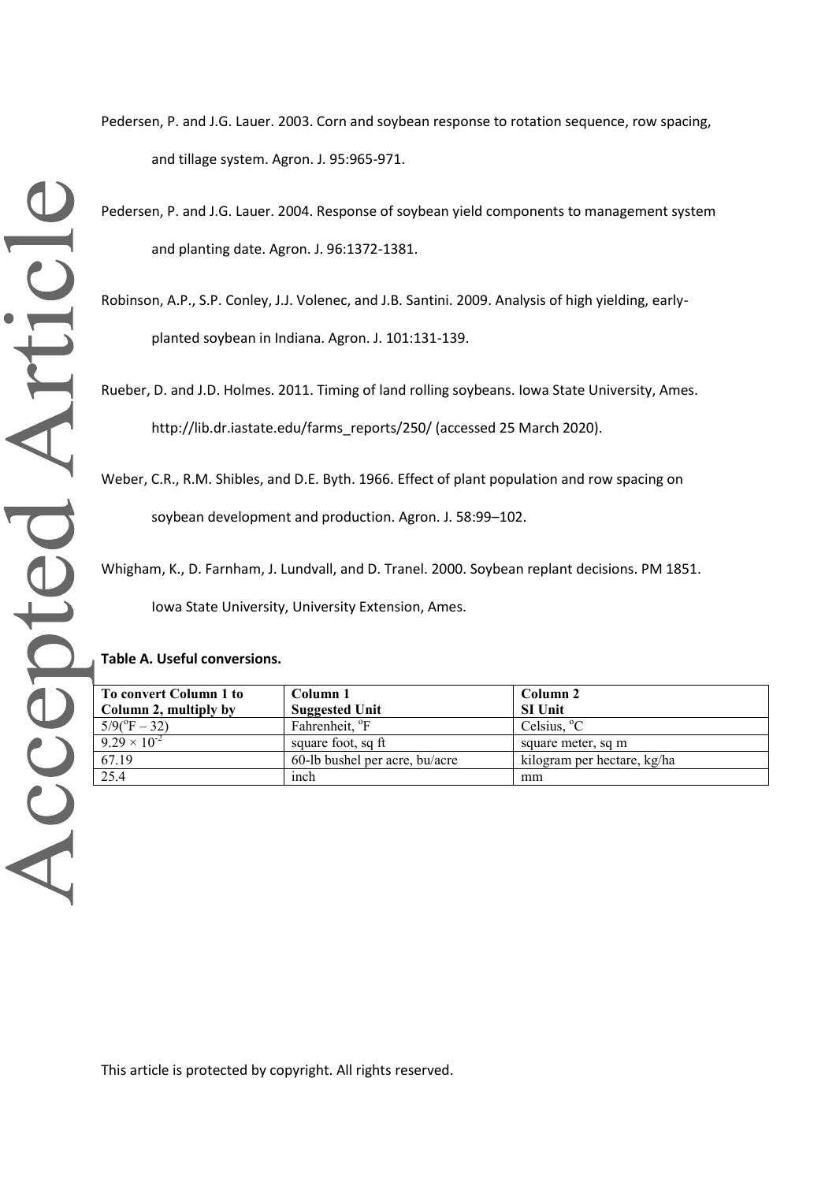Pedersen, P. and J.G. Lauer. 2003. Corn and soybean response to rotation sequence, row spacing, and tillage system. Agron. J. 95:965-971.

Pedersen, P. and J.G. Lauer. 2004. Response of soybean yield components to management system and planting date. Agron. J. 96:1372-1381.

Robinson, A.P., S.P. Conley, J.J. Volenec, and J.B. Santini. 2009. Analysis of high yielding, early-planted soybean in Indiana. Agron. J. 101:131-139.

Rueber, D. and J.D. Holmes. 2011. Timing of land rolling soybeans. Iowa State University, Ames. http://lib.dr.iastate.edu/farms_reports/250/ (accessed 25 March 2020).

Weber, C.R., R.M. Shibles, and D.E. Byth. 1966. Effect of plant population and row spacing on soybean development and production. Agron. J. 58:99–102.

Whigham, K., D. Farnham, J. Lundvall, and D. Tranel. 2000. Soybean replant decisions. PM 1851. Iowa State University, University Extension, Ames.

**Table A. Useful conversions.**

| To convert Column 1 to Column 2, multiply by | Column 1 Suggested Unit | Column 2 SI Unit |
|---|---|---|
| $5/9(^{o}F - 32)$ | Fahrenheit, $^{o}F$ | Celsius, $^{o}C$ |
| $9.29 \times 10^{-2}$ | square foot, sq ft | square meter, sq m |
| 67.19 | 60-lb bushel per acre, bu/acre | kilogram per hectare, kg/ha |
| 25.4 | inch | mm |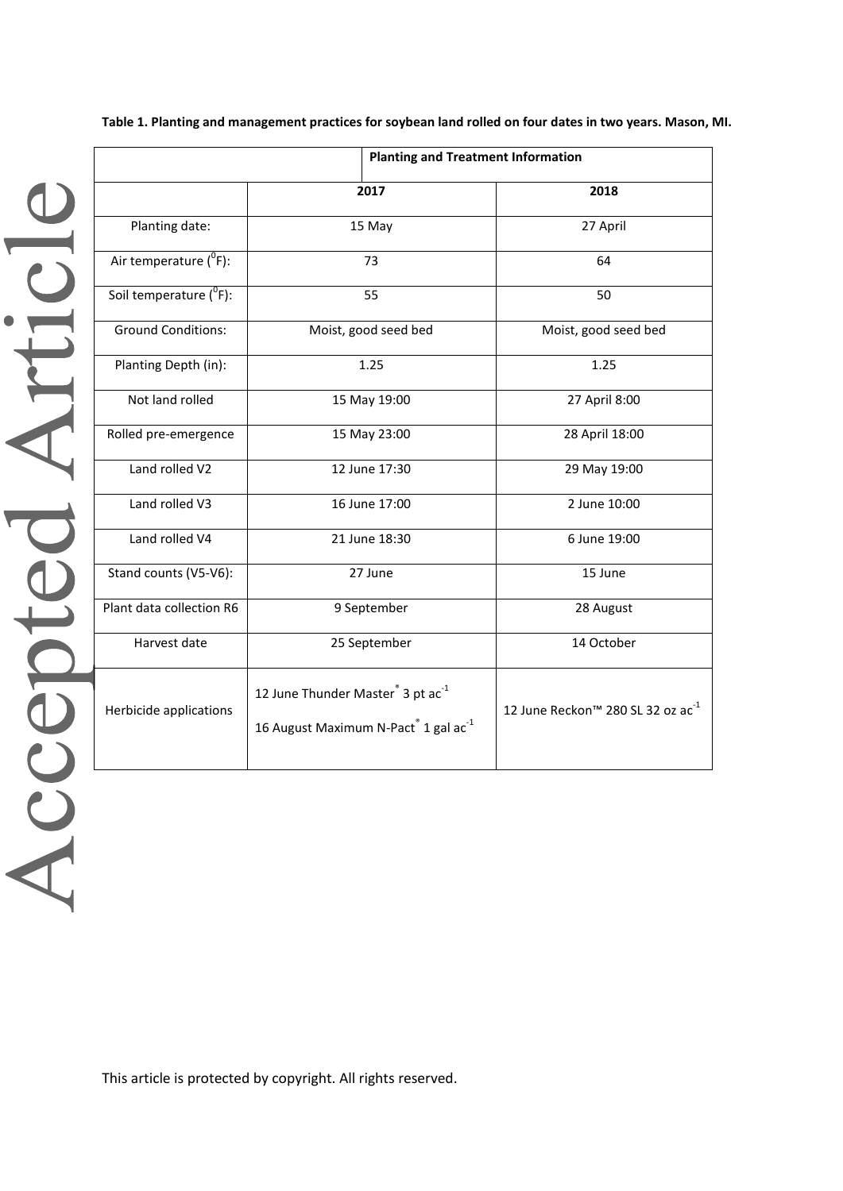**Table 1. Planting and management practices for soybean land rolled on four dates in two years. Mason, MI.**

| | Planting and Treatment Information | |
|---|---|---|
| | **2017** | **2018** |
| Planting date: | 15 May | 27 April |
| Air temperature ($^{0}$F): | 73 | 64 |
| Soil temperature ($^{0}$F): | 55 | 50 |
| Ground Conditions: | Moist, good seed bed | Moist, good seed bed |
| Planting Depth (in): | 1.25 | 1.25 |
| Not land rolled | 15 May 19:00 | 27 April 8:00 |
| Rolled pre-emergence | 15 May 23:00 | 28 April 18:00 |
| Land rolled V2 | 12 June 17:30 | 29 May 19:00 |
| Land rolled V3 | 16 June 17:00 | 2 June 10:00 |
| Land rolled V4 | 21 June 18:30 | 6 June 19:00 |
| Stand counts (V5-V6): | 27 June | 15 June |
| Plant data collection R6 | 9 September | 28 August |
| Harvest date | 25 September | 14 October |
| Herbicide applications | 12 June Thunder Master® 3 pt ac$^{-1}$<br>16 August Maximum N-Pact® 1 gal ac$^{-1}$ | 12 June Reckon™ 280 SL 32 oz ac$^{-1}$ |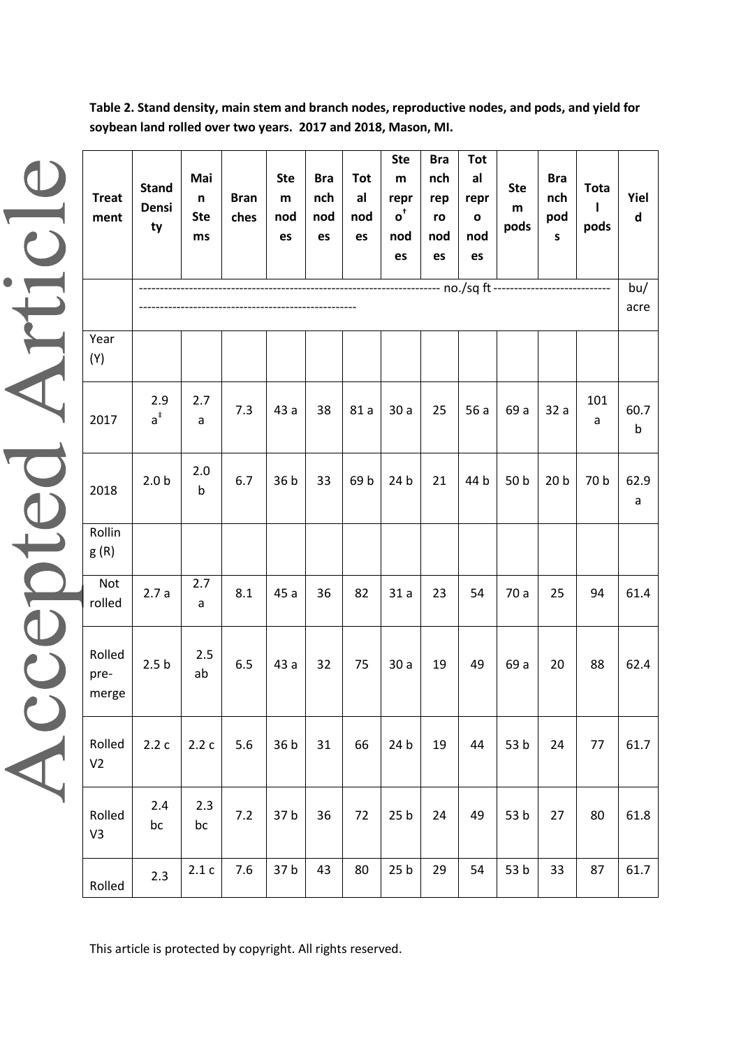**Table 2. Stand density, main stem and branch nodes, reproductive nodes, and pods, and yield for soybean land rolled over two years. 2017 and 2018, Mason, MI.**

| Treatment | Stand Density | Main Stems | Branches | Stem nodes | Branch nodes | Total nodes | Stem repro† nodes | Branch repro nodes | Total repro nodes | Stem pods | Branch pods | Total pods | Yield |
|---|---|---|---|---|---|---|---|---|---|---|---|---|---|
| | ------------------------------------------------ no./sq ft ------------------------------------------------ | | | | | | | | | | | | bu/acre |
| Year (Y) | | | | | | | | | | | | | |
| 2017 | 2.9 a‡ | 2.7 a | 7.3 | 43 a | 38 | 81 a | 30 a | 25 | 56 a | 69 a | 32 a | 101 a | 60.7 b |
| 2018 | 2.0 b | 2.0 b | 6.7 | 36 b | 33 | 69 b | 24 b | 21 | 44 b | 50 b | 20 b | 70 b | 62.9 a |
| Rolling (R) | | | | | | | | | | | | | |
| Not rolled | 2.7 a | 2.7 a | 8.1 | 45 a | 36 | 82 | 31 a | 23 | 54 | 70 a | 25 | 94 | 61.4 |
| Rolled pre-merge | 2.5 b | 2.5 ab | 6.5 | 43 a | 32 | 75 | 30 a | 19 | 49 | 69 a | 20 | 88 | 62.4 |
| Rolled V2 | 2.2 c | 2.2 c | 5.6 | 36 b | 31 | 66 | 24 b | 19 | 44 | 53 b | 24 | 77 | 61.7 |
| Rolled V3 | 2.4 bc | 2.3 bc | 7.2 | 37 b | 36 | 72 | 25 b | 24 | 49 | 53 b | 27 | 80 | 61.8 |
| Rolled | 2.3 | 2.1 c | 7.6 | 37 b | 43 | 80 | 25 b | 29 | 54 | 53 b | 33 | 87 | 61.7 |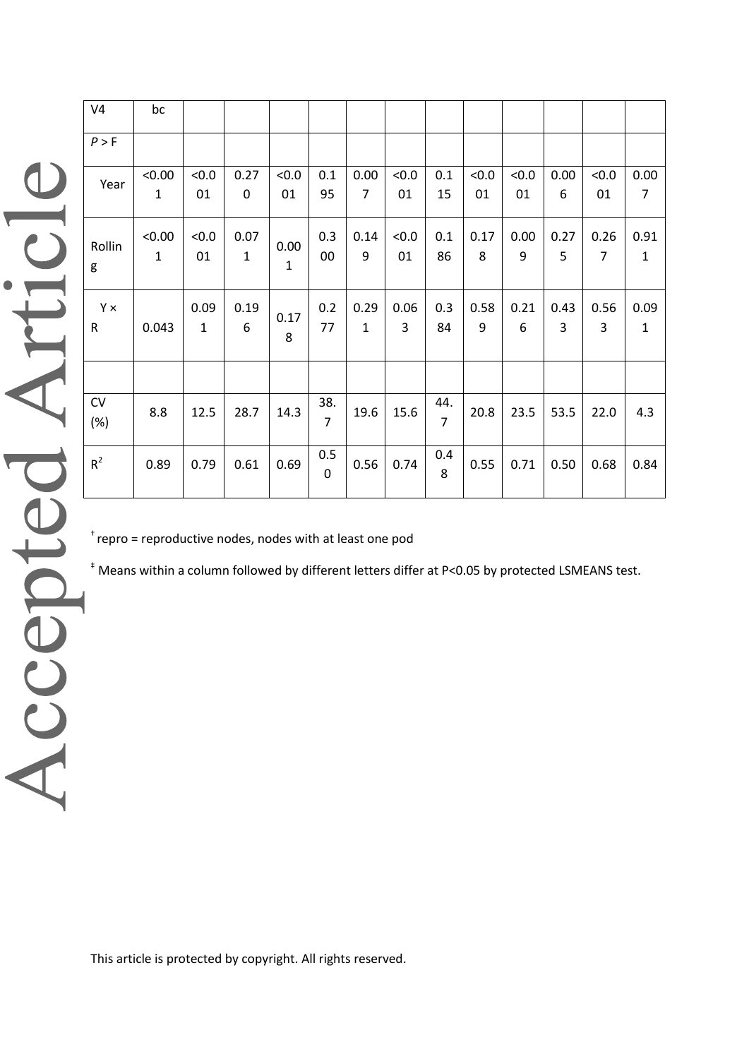| V4 | bc | | | | | | | | | | | | |
|---|---|---|---|---|---|---|---|---|---|---|---|---|---|
| *P* > F | | | | | | | | | | | | | |
| Year | <0.001 | <0.001 | 0.270 | <0.001 | 0.195 | 0.007 | <0.001 | 0.115 | <0.001 | <0.001 | 0.006 | <0.001 | 0.007 |
| Rolling | <0.001 | <0.001 | 0.071 | 0.001 | 0.300 | 0.149 | <0.001 | 0.186 | 0.178 | 0.009 | 0.275 | 0.267 | 0.911 |
| Y × R | 0.043 | 0.091 | 0.196 | 0.178 | 0.277 | 0.291 | 0.063 | 0.384 | 0.589 | 0.216 | 0.433 | 0.563 | 0.091 |
| | | | | | | | | | | | | | |
| CV (%) | 8.8 | 12.5 | 28.7 | 14.3 | 38.7 | 19.6 | 15.6 | 44.7 | 20.8 | 23.5 | 53.5 | 22.0 | 4.3 |
| $R^2$ | 0.89 | 0.79 | 0.61 | 0.69 | 0.50 | 0.56 | 0.74 | 0.48 | 0.55 | 0.71 | 0.50 | 0.68 | 0.84 |

† repro = reproductive nodes, nodes with at least one pod

‡ Means within a column followed by different letters differ at P<0.05 by protected LSMEANS test.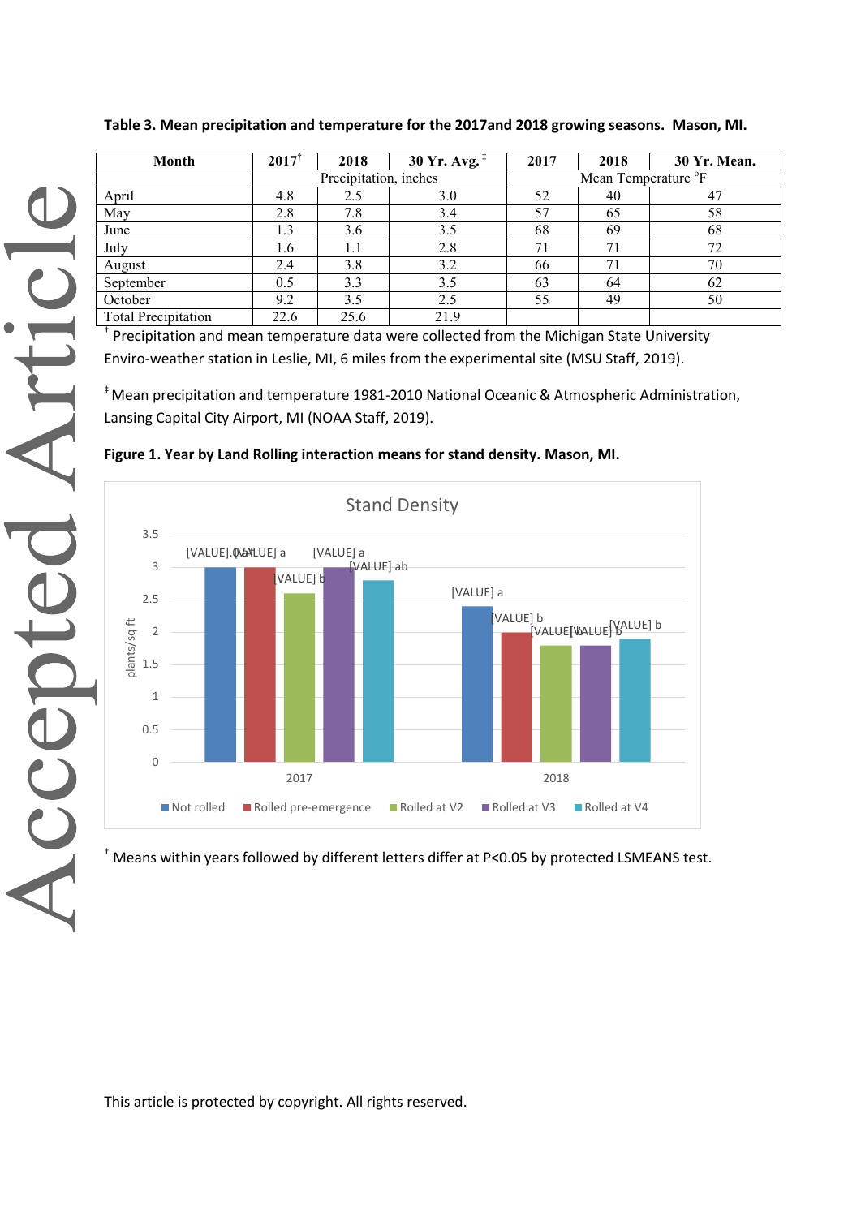**Table 3. Mean precipitation and temperature for the 2017and 2018 growing seasons. Mason, MI.**

| Month | 2017[†] | 2018 | 30 Yr. Avg.[‡] | 2017 | 2018 | 30 Yr. Mean. |
|---|---|---|---|---|---|---|
| | Precipitation, inches | | | Mean Temperature °F | | |
| April | 4.8 | 2.5 | 3.0 | 52 | 40 | 47 |
| May | 2.8 | 7.8 | 3.4 | 57 | 65 | 58 |
| June | 1.3 | 3.6 | 3.5 | 68 | 69 | 68 |
| July | 1.6 | 1.1 | 2.8 | 71 | 71 | 72 |
| August | 2.4 | 3.8 | 3.2 | 66 | 71 | 70 |
| September | 0.5 | 3.3 | 3.5 | 63 | 64 | 62 |
| October | 9.2 | 3.5 | 2.5 | 55 | 49 | 50 |
| Total Precipitation | 22.6 | 25.6 | 21.9 | | | |

[†] Precipitation and mean temperature data were collected from the Michigan State University Enviro-weather station in Leslie, MI, 6 miles from the experimental site (MSU Staff, 2019).

[‡] Mean precipitation and temperature 1981-2010 National Oceanic & Atmospheric Administration, Lansing Capital City Airport, MI (NOAA Staff, 2019).

**Figure 1. Year by Land Rolling interaction means for stand density. Mason, MI.**

Stand Density

plants/sq ft

3.5
3
2.5
2
1.5
1
0.5
0

[VALUE].0 a
[VALUE] a
[VALUE] b
[VALUE] a
[VALUE] ab
[VALUE] a
[VALUE] b
[VALUE] b
[VALUE] b
[VALUE] b

2017
2018

Not rolled
Rolled pre-emergence
Rolled at V2
Rolled at V3
Rolled at V4

[†] Means within years followed by different letters differ at P<0.05 by protected LSMEANS test.